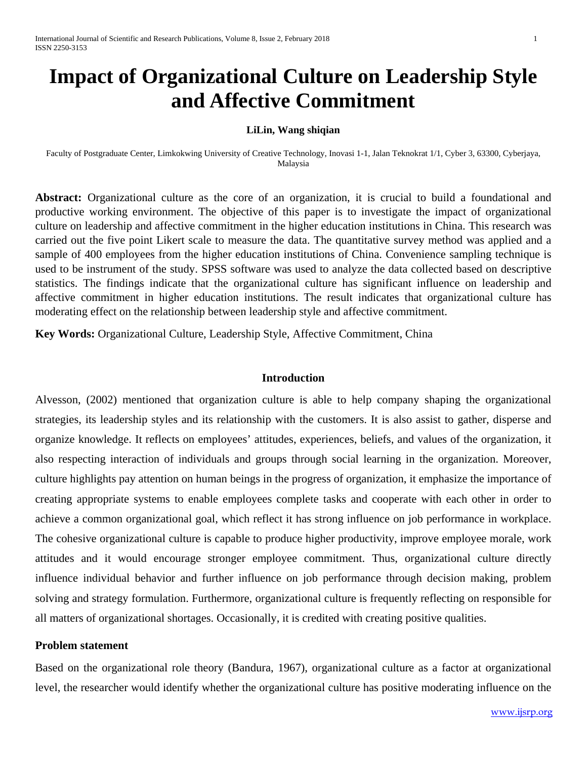# Impact of Organizational Culture on Leadership Style and Affective Commitment

**LiLin, Wang shiqian**

Faculty of Postgraduate Center, Limkokwing University of Creative Technology, Inovasi 1-1, Jalan Teknokrat 1/1, Cyber 3, 63300, Cyberjaya, Malaysia

**Abstract:** Organizational culture as the core of an organization, it is crucial to build a foundational and productive working environment. The objective of this paper is to investigate the impact of organizational culture on leadership and affective commitment in the higher education institutions in China. This research was carried out the five point Likert scale to measure the data. The quantitative survey method was applied and a sample of 400 employees from the higher education institutions of China. Convenience sampling technique is used to be instrument of the study. SPSS software was used to analyze the data collected based on descriptive statistics. The findings indicate that the organizational culture has significant influence on leadership and affective commitment in higher education institutions. The result indicates that organizational culture has moderating effect on the relationship between leadership style and affective commitment.

**Key Words:** Organizational Culture, Leadership Style, Affective Commitment, China

## Introduction

Alvesson, (2002) mentioned that organization culture is able to help company shaping the organizational strategies, its leadership styles and its relationship with the customers. It is also assist to gather, disperse and organize knowledge. It reflects on employees' attitudes, experiences, beliefs, and values of the organization, it also respecting interaction of individuals and groups through social learning in the organization. Moreover, culture highlights pay attention on human beings in the progress of organization, it emphasize the importance of creating appropriate systems to enable employees complete tasks and cooperate with each other in order to achieve a common organizational goal, which reflect it has strong influence on job performance in workplace. The cohesive organizational culture is capable to produce higher productivity, improve employee morale, work attitudes and it would encourage stronger employee commitment. Thus, organizational culture directly influence individual behavior and further influence on job performance through decision making, problem solving and strategy formulation. Furthermore, organizational culture is frequently reflecting on responsible for all matters of organizational shortages. Occasionally, it is credited with creating positive qualities.

### Problem statement

Based on the organizational role theory (Bandura, 1967), organizational culture as a factor at organizational level, the researcher would identify whether the organizational culture has positive moderating influence on the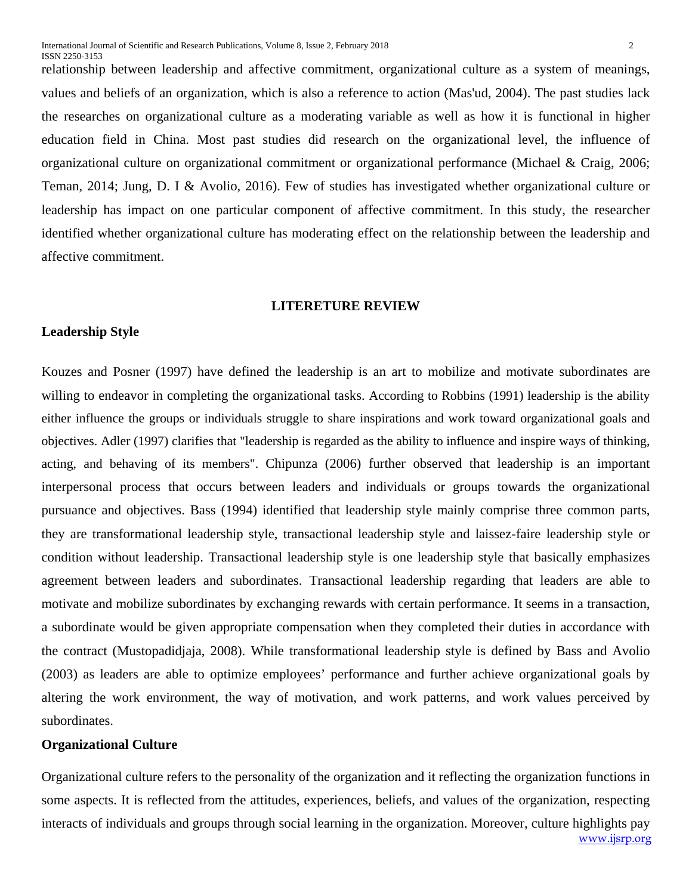relationship between leadership and affective commitment, organizational culture as a system of meanings, values and beliefs of an organization, which is also a reference to action (Mas'ud, 2004). The past studies lack the researches on organizational culture as a moderating variable as well as how it is functional in higher education field in China. Most past studies did research on the organizational level, the influence of organizational culture on organizational commitment or organizational performance (Michael & Craig, 2006; Teman, 2014; Jung, D. I & Avolio, 2016). Few of studies has investigated whether organizational culture or leadership has impact on one particular component of affective commitment. In this study, the researcher identified whether organizational culture has moderating effect on the relationship between the leadership and affective commitment.

## LITERETURE REVIEW

### Leadership Style

Kouzes and Posner (1997) have defined the leadership is an art to mobilize and motivate subordinates are willing to endeavor in completing the organizational tasks. According to Robbins (1991) leadership is the ability either influence the groups or individuals struggle to share inspirations and work toward organizational goals and objectives. Adler (1997) clarifies that "leadership is regarded as the ability to influence and inspire ways of thinking, acting, and behaving of its members". Chipunza (2006) further observed that leadership is an important interpersonal process that occurs between leaders and individuals or groups towards the organizational pursuance and objectives. Bass (1994) identified that leadership style mainly comprise three common parts, they are transformational leadership style, transactional leadership style and laissez-faire leadership style or condition without leadership. Transactional leadership style is one leadership style that basically emphasizes agreement between leaders and subordinates. Transactional leadership regarding that leaders are able to motivate and mobilize subordinates by exchanging rewards with certain performance. It seems in a transaction, a subordinate would be given appropriate compensation when they completed their duties in accordance with the contract (Mustopadidjaja, 2008). While transformational leadership style is defined by Bass and Avolio (2003) as leaders are able to optimize employees' performance and further achieve organizational goals by altering the work environment, the way of motivation, and work patterns, and work values perceived by subordinates.

### Organizational Culture

Organizational culture refers to the personality of the organization and it reflecting the organization functions in some aspects. It is reflected from the attitudes, experiences, beliefs, and values of the organization, respecting interacts of individuals and groups through social learning in the organization. Moreover, culture highlights pay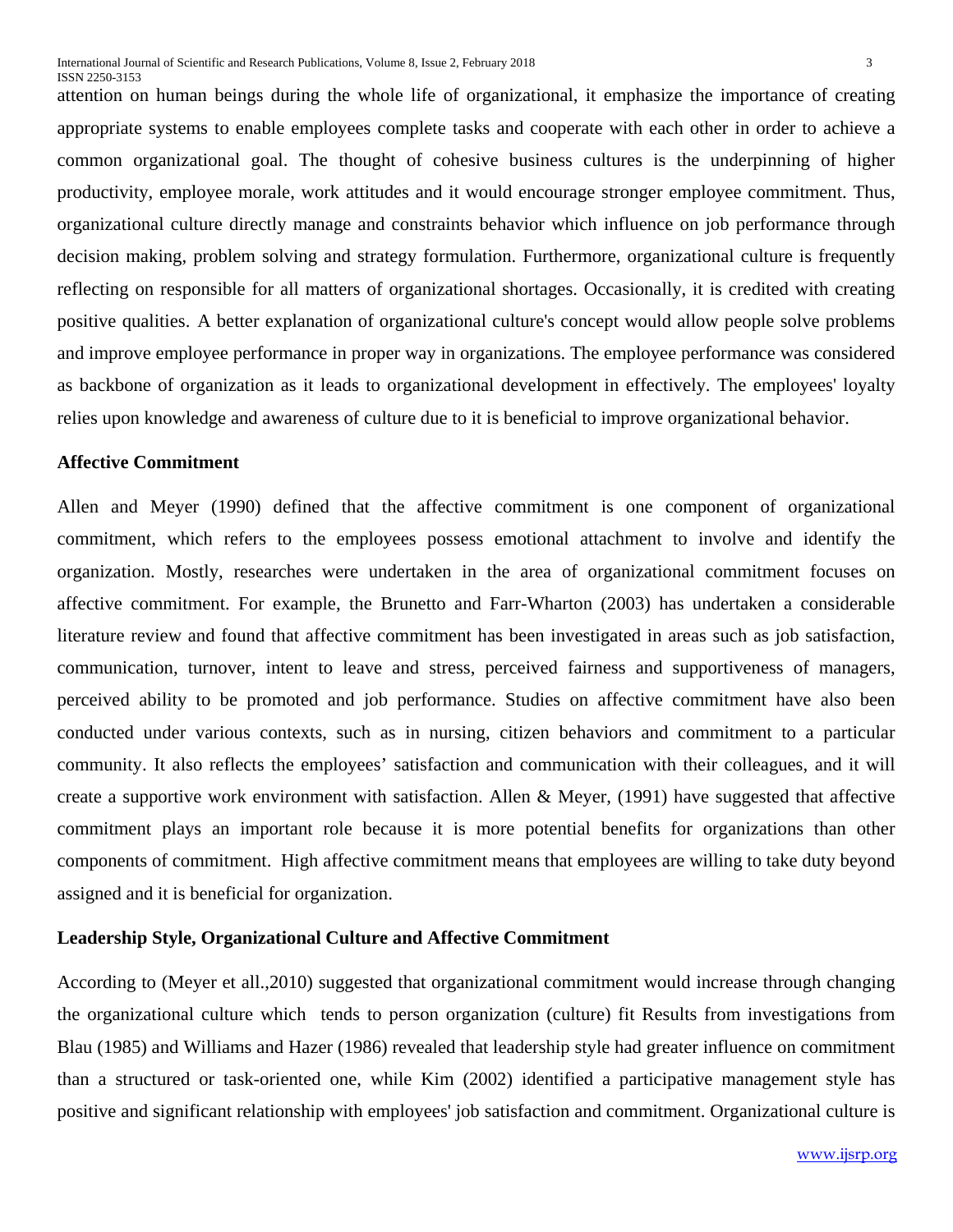attention on human beings during the whole life of organizational, it emphasize the importance of creating appropriate systems to enable employees complete tasks and cooperate with each other in order to achieve a common organizational goal. The thought of cohesive business cultures is the underpinning of higher productivity, employee morale, work attitudes and it would encourage stronger employee commitment. Thus, organizational culture directly manage and constraints behavior which influence on job performance through decision making, problem solving and strategy formulation. Furthermore, organizational culture is frequently reflecting on responsible for all matters of organizational shortages. Occasionally, it is credited with creating positive qualities. A better explanation of organizational culture's concept would allow people solve problems and improve employee performance in proper way in organizations. The employee performance was considered as backbone of organization as it leads to organizational development in effectively. The employees' loyalty relies upon knowledge and awareness of culture due to it is beneficial to improve organizational behavior.

**Affective Commitment**

Allen and Meyer (1990) defined that the affective commitment is one component of organizational commitment, which refers to the employees possess emotional attachment to involve and identify the organization. Mostly, researches were undertaken in the area of organizational commitment focuses on affective commitment. For example, the Brunetto and Farr-Wharton (2003) has undertaken a considerable literature review and found that affective commitment has been investigated in areas such as job satisfaction, communication, turnover, intent to leave and stress, perceived fairness and supportiveness of managers, perceived ability to be promoted and job performance. Studies on affective commitment have also been conducted under various contexts, such as in nursing, citizen behaviors and commitment to a particular community. It also reflects the employees' satisfaction and communication with their colleagues, and it will create a supportive work environment with satisfaction. Allen & Meyer, (1991) have suggested that affective commitment plays an important role because it is more potential benefits for organizations than other components of commitment. High affective commitment means that employees are willing to take duty beyond assigned and it is beneficial for organization.

**Leadership Style, Organizational Culture and Affective Commitment**

According to (Meyer et all.,2010) suggested that organizational commitment would increase through changing the organizational culture which tends to person organization (culture) fit Results from investigations from Blau (1985) and Williams and Hazer (1986) revealed that leadership style had greater influence on commitment than a structured or task-oriented one, while Kim (2002) identified a participative management style has positive and significant relationship with employees' job satisfaction and commitment. Organizational culture is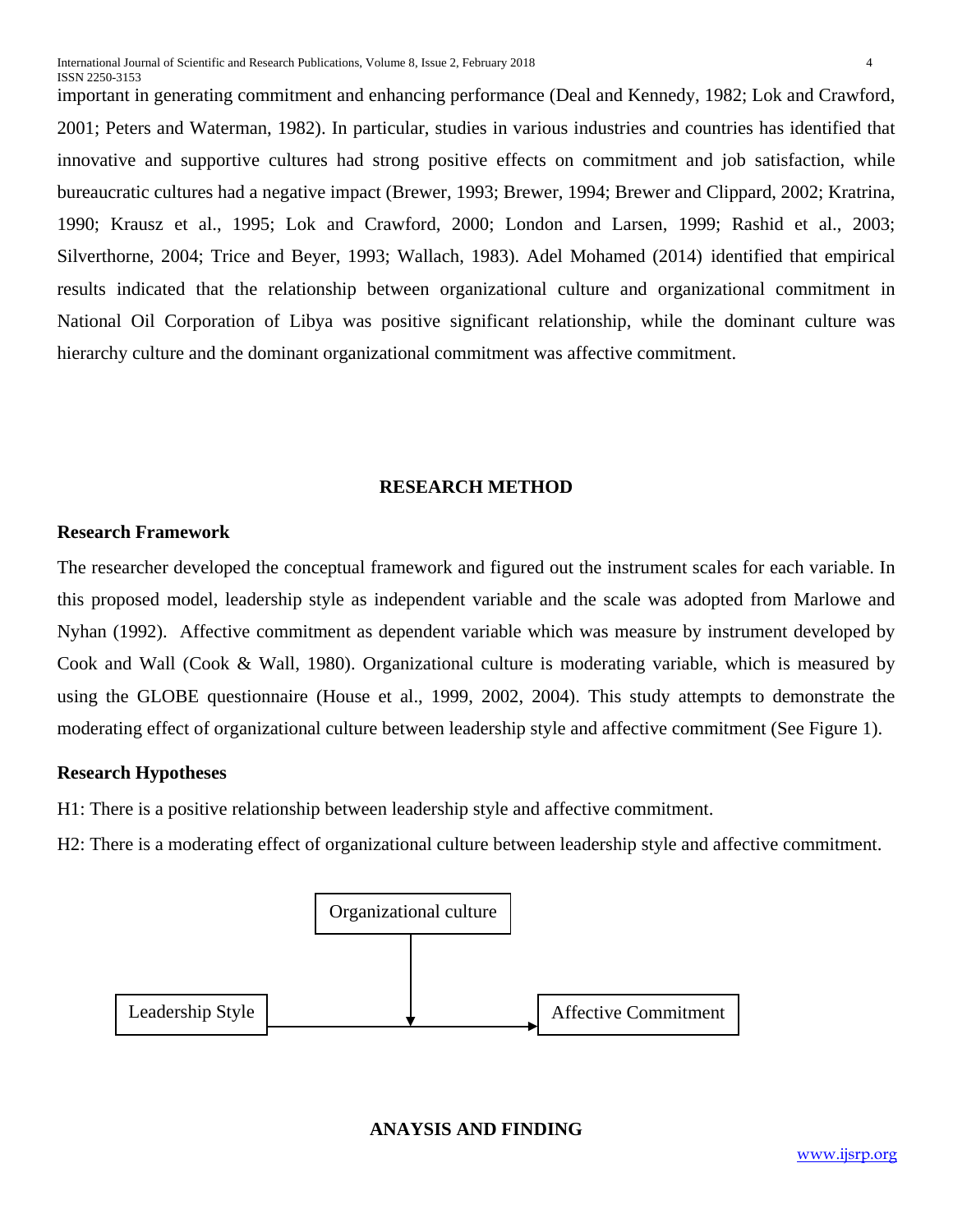important in generating commitment and enhancing performance (Deal and Kennedy, 1982; Lok and Crawford, 2001; Peters and Waterman, 1982). In particular, studies in various industries and countries has identified that innovative and supportive cultures had strong positive effects on commitment and job satisfaction, while bureaucratic cultures had a negative impact (Brewer, 1993; Brewer, 1994; Brewer and Clippard, 2002; Kratrina, 1990; Krausz et al., 1995; Lok and Crawford, 2000; London and Larsen, 1999; Rashid et al., 2003; Silverthorne, 2004; Trice and Beyer, 1993; Wallach, 1983). Adel Mohamed (2014) identified that empirical results indicated that the relationship between organizational culture and organizational commitment in National Oil Corporation of Libya was positive significant relationship, while the dominant culture was hierarchy culture and the dominant organizational commitment was affective commitment.

## RESEARCH METHOD

### Research Framework

The researcher developed the conceptual framework and figured out the instrument scales for each variable. In this proposed model, leadership style as independent variable and the scale was adopted from Marlowe and Nyhan (1992). Affective commitment as dependent variable which was measure by instrument developed by Cook and Wall (Cook & Wall, 1980). Organizational culture is moderating variable, which is measured by using the GLOBE questionnaire (House et al., 1999, 2002, 2004). This study attempts to demonstrate the moderating effect of organizational culture between leadership style and affective commitment (See Figure 1).

### Research Hypotheses

H1: There is a positive relationship between leadership style and affective commitment.

H2: There is a moderating effect of organizational culture between leadership style and affective commitment.

Organizational culture

Leadership Style → Affective Commitment

## ANAYSIS AND FINDING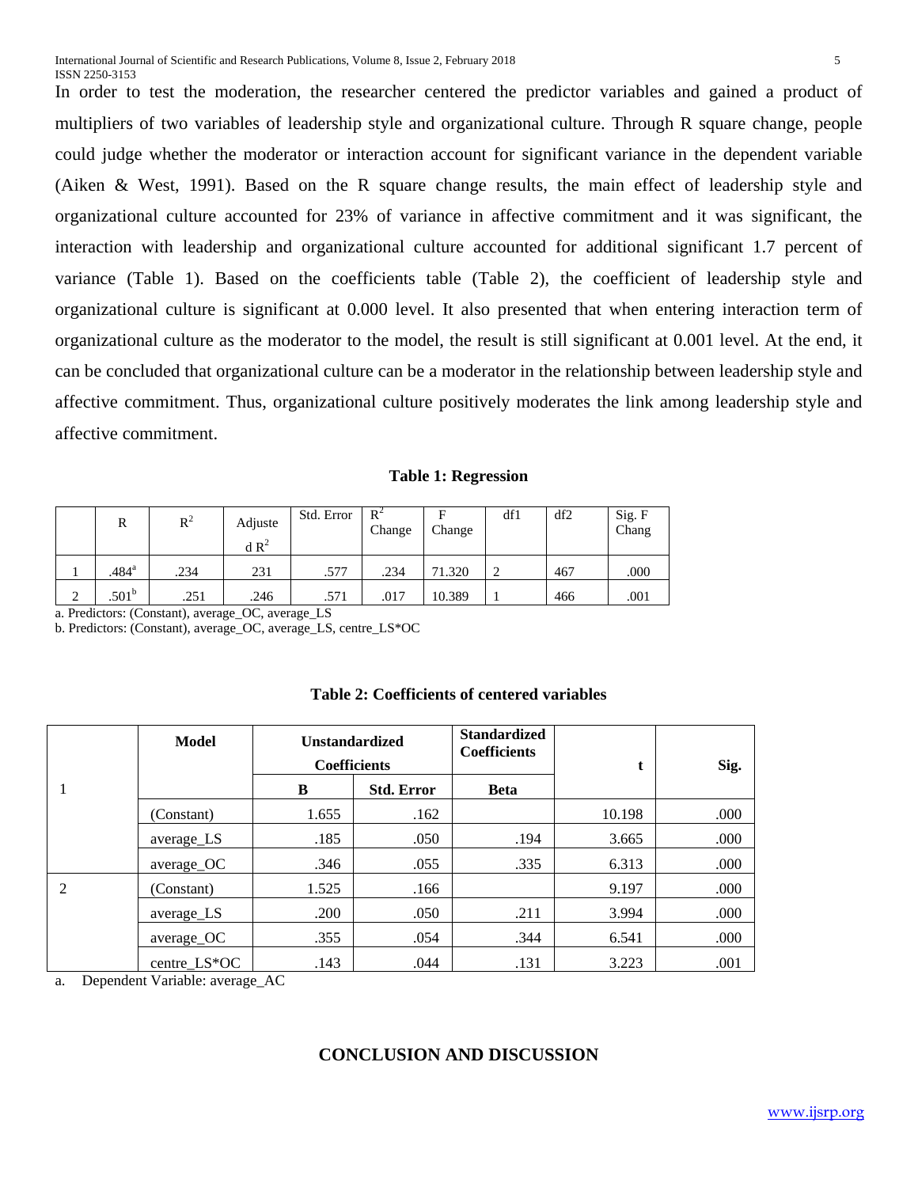In order to test the moderation, the researcher centered the predictor variables and gained a product of multipliers of two variables of leadership style and organizational culture. Through R square change, people could judge whether the moderator or interaction account for significant variance in the dependent variable (Aiken & West, 1991). Based on the R square change results, the main effect of leadership style and organizational culture accounted for 23% of variance in affective commitment and it was significant, the interaction with leadership and organizational culture accounted for additional significant 1.7 percent of variance (Table 1). Based on the coefficients table (Table 2), the coefficient of leadership style and organizational culture is significant at 0.000 level. It also presented that when entering interaction term of organizational culture as the moderator to the model, the result is still significant at 0.001 level. At the end, it can be concluded that organizational culture can be a moderator in the relationship between leadership style and affective commitment. Thus, organizational culture positively moderates the link among leadership style and affective commitment.

**Table 1: Regression**

| | R | $R^2$ | Adjusted $R^2$ | Std. Error | $R^2$ Change | F Change | df1 | df2 | Sig. F Chang |
|---|---|---|---|---|---|---|---|---|---|
| 1 | .484[a] | .234 | 231 | .577 | .234 | 71.320 | 2 | 467 | .000 |
| 2 | .501[b] | .251 | .246 | .571 | .017 | 10.389 | 1 | 466 | .001 |

a. Predictors: (Constant), average_OC, average_LS

b. Predictors: (Constant), average_OC, average_LS, centre_LS*OC

**Table 2: Coefficients of centered variables**

| | Model | Unstandardized Coefficients | | Standardized Coefficients | t | Sig. |
|---|---|---|---|---|---|---|
| | | B | Std. Error | Beta | | |
| 1 | (Constant) | 1.655 | .162 | | 10.198 | .000 |
| | average_LS | .185 | .050 | .194 | 3.665 | .000 |
| | average_OC | .346 | .055 | .335 | 6.313 | .000 |
| 2 | (Constant) | 1.525 | .166 | | 9.197 | .000 |
| | average_LS | .200 | .050 | .211 | 3.994 | .000 |
| | average_OC | .355 | .054 | .344 | 6.541 | .000 |
| | centre_LS*OC | .143 | .044 | .131 | 3.223 | .001 |

a. Dependent Variable: average_AC

## CONCLUSION AND DISCUSSION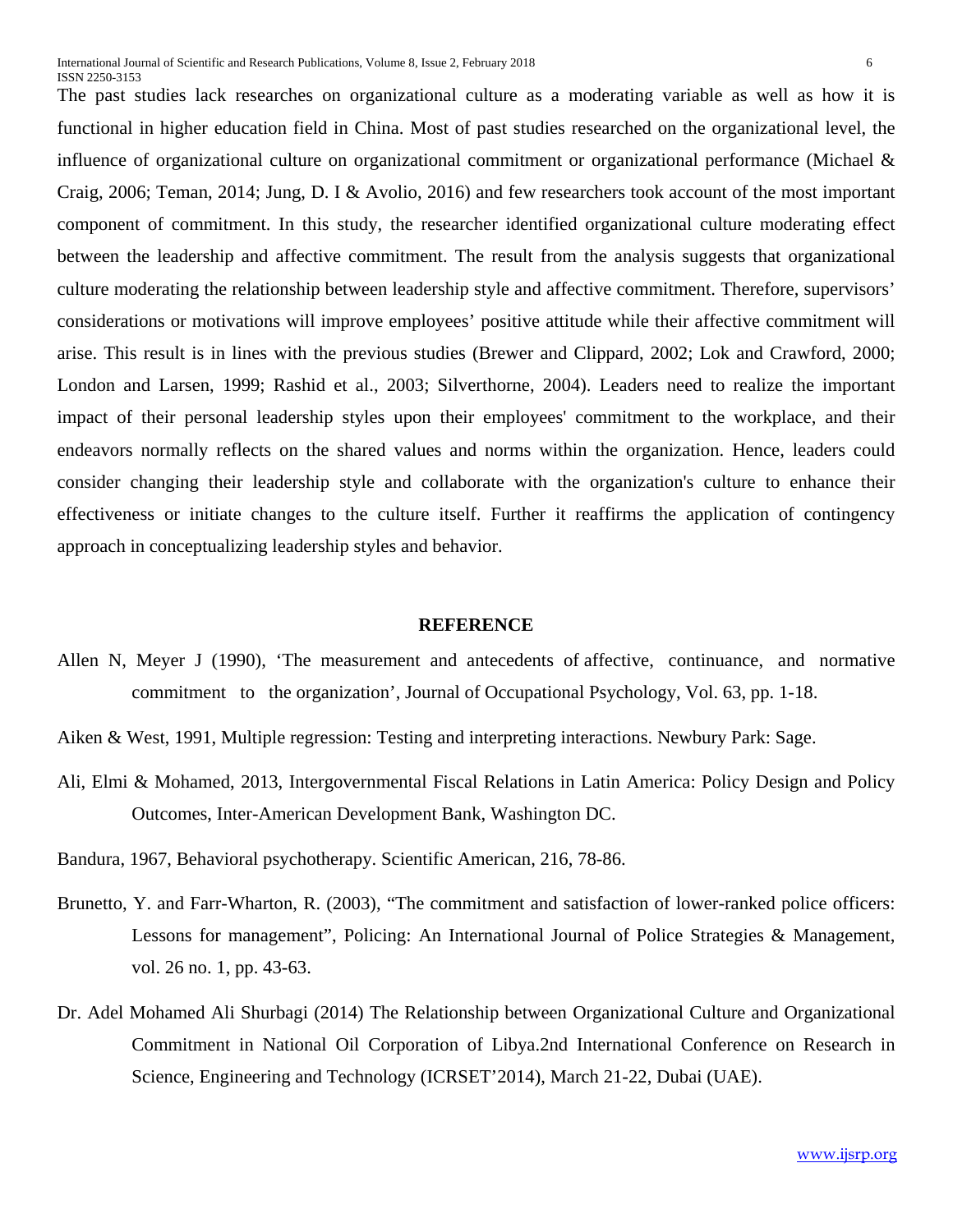The past studies lack researches on organizational culture as a moderating variable as well as how it is functional in higher education field in China. Most of past studies researched on the organizational level, the influence of organizational culture on organizational commitment or organizational performance (Michael & Craig, 2006; Teman, 2014; Jung, D. I & Avolio, 2016) and few researchers took account of the most important component of commitment. In this study, the researcher identified organizational culture moderating effect between the leadership and affective commitment. The result from the analysis suggests that organizational culture moderating the relationship between leadership style and affective commitment. Therefore, supervisors' considerations or motivations will improve employees' positive attitude while their affective commitment will arise. This result is in lines with the previous studies (Brewer and Clippard, 2002; Lok and Crawford, 2000; London and Larsen, 1999; Rashid et al., 2003; Silverthorne, 2004). Leaders need to realize the important impact of their personal leadership styles upon their employees' commitment to the workplace, and their endeavors normally reflects on the shared values and norms within the organization. Hence, leaders could consider changing their leadership style and collaborate with the organization's culture to enhance their effectiveness or initiate changes to the culture itself. Further it reaffirms the application of contingency approach in conceptualizing leadership styles and behavior.

## REFERENCE

Allen N, Meyer J (1990), 'The measurement and antecedents of affective, continuance, and normative commitment to the organization', Journal of Occupational Psychology, Vol. 63, pp. 1-18.

Aiken & West, 1991, Multiple regression: Testing and interpreting interactions. Newbury Park: Sage.

Ali, Elmi & Mohamed, 2013, Intergovernmental Fiscal Relations in Latin America: Policy Design and Policy Outcomes, Inter-American Development Bank, Washington DC.

Bandura, 1967, Behavioral psychotherapy. Scientific American, 216, 78-86.

Brunetto, Y. and Farr-Wharton, R. (2003), "The commitment and satisfaction of lower-ranked police officers: Lessons for management", Policing: An International Journal of Police Strategies & Management, vol. 26 no. 1, pp. 43-63.

Dr. Adel Mohamed Ali Shurbagi (2014) The Relationship between Organizational Culture and Organizational Commitment in National Oil Corporation of Libya.2nd International Conference on Research in Science, Engineering and Technology (ICRSET'2014), March 21-22, Dubai (UAE).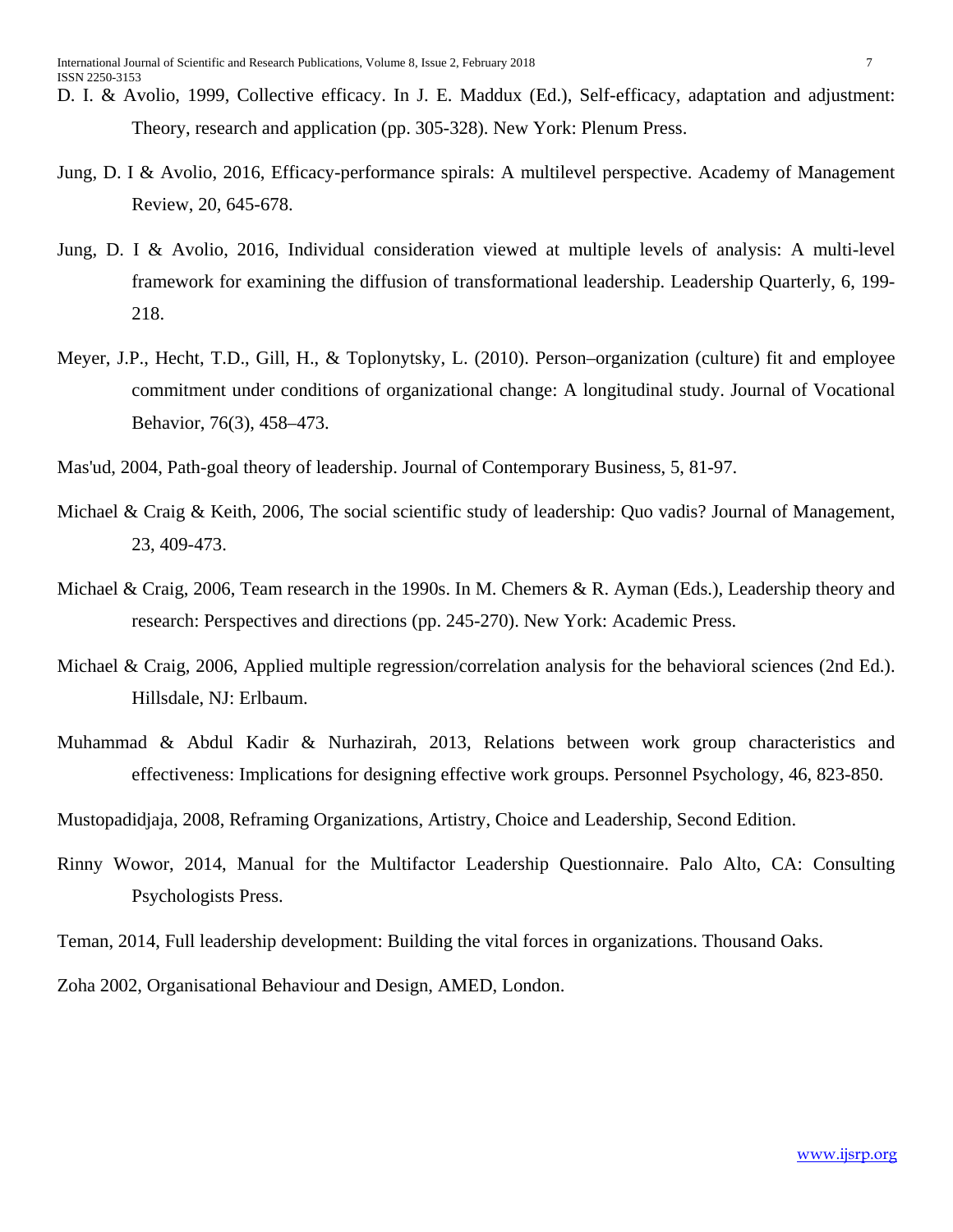D. I. & Avolio, 1999, Collective efficacy. In J. E. Maddux (Ed.), Self-efficacy, adaptation and adjustment: Theory, research and application (pp. 305-328). New York: Plenum Press.

Jung, D. I & Avolio, 2016, Efficacy-performance spirals: A multilevel perspective. Academy of Management Review, 20, 645-678.

Jung, D. I & Avolio, 2016, Individual consideration viewed at multiple levels of analysis: A multi-level framework for examining the diffusion of transformational leadership. Leadership Quarterly, 6, 199-218.

Meyer, J.P., Hecht, T.D., Gill, H., & Toplonytsky, L. (2010). Person–organization (culture) fit and employee commitment under conditions of organizational change: A longitudinal study. Journal of Vocational Behavior, 76(3), 458–473.

Mas'ud, 2004, Path-goal theory of leadership. Journal of Contemporary Business, 5, 81-97.

Michael & Craig & Keith, 2006, The social scientific study of leadership: Quo vadis? Journal of Management, 23, 409-473.

Michael & Craig, 2006, Team research in the 1990s. In M. Chemers & R. Ayman (Eds.), Leadership theory and research: Perspectives and directions (pp. 245-270). New York: Academic Press.

Michael & Craig, 2006, Applied multiple regression/correlation analysis for the behavioral sciences (2nd Ed.). Hillsdale, NJ: Erlbaum.

Muhammad & Abdul Kadir & Nurhazirah, 2013, Relations between work group characteristics and effectiveness: Implications for designing effective work groups. Personnel Psychology, 46, 823-850.

Mustopadidjaja, 2008, Reframing Organizations, Artistry, Choice and Leadership, Second Edition.

Rinny Wowor, 2014, Manual for the Multifactor Leadership Questionnaire. Palo Alto, CA: Consulting Psychologists Press.

Teman, 2014, Full leadership development: Building the vital forces in organizations. Thousand Oaks.

Zoha 2002, Organisational Behaviour and Design, AMED, London.